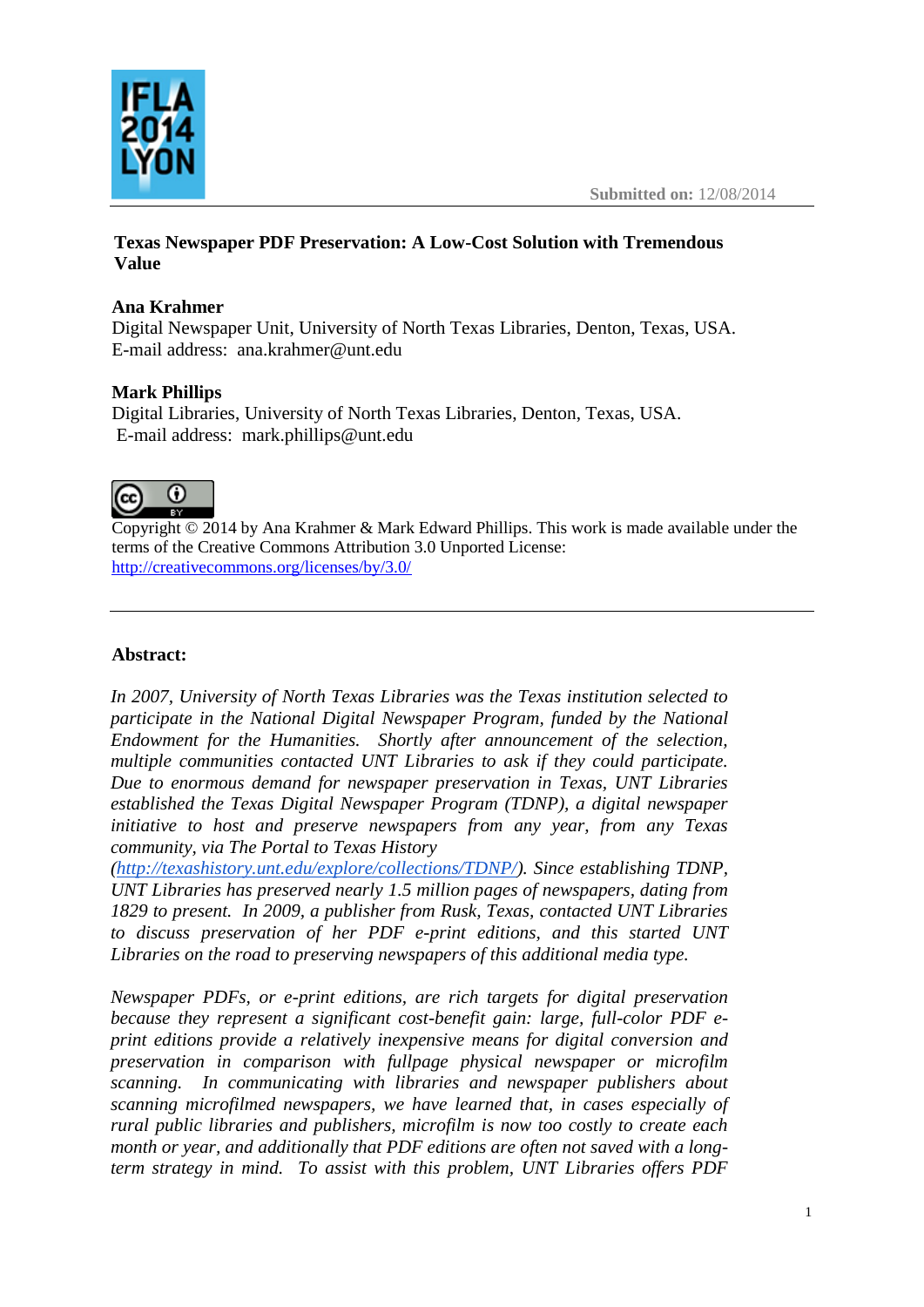**Submitted on:** 12/08/2014

# Texas Newspaper PDF Preservation: A Low-Cost Solution with Tremendous Value

**Ana Krahmer**
Digital Newspaper Unit, University of North Texas Libraries, Denton, Texas, USA.
E-mail address: ana.krahmer@unt.edu

**Mark Phillips**
Digital Libraries, University of North Texas Libraries, Denton, Texas, USA.
E-mail address: mark.phillips@unt.edu

Copyright © 2014 by Ana Krahmer & Mark Edward Phillips. This work is made available under the terms of the Creative Commons Attribution 3.0 Unported License: http://creativecommons.org/licenses/by/3.0/

---

## Abstract:

*In 2007, University of North Texas Libraries was the Texas institution selected to participate in the National Digital Newspaper Program, funded by the National Endowment for the Humanities. Shortly after announcement of the selection, multiple communities contacted UNT Libraries to ask if they could participate. Due to enormous demand for newspaper preservation in Texas, UNT Libraries established the Texas Digital Newspaper Program (TDNP), a digital newspaper initiative to host and preserve newspapers from any year, from any Texas community, via The Portal to Texas History (http://texashistory.unt.edu/explore/collections/TDNP/). Since establishing TDNP, UNT Libraries has preserved nearly 1.5 million pages of newspapers, dating from 1829 to present. In 2009, a publisher from Rusk, Texas, contacted UNT Libraries to discuss preservation of her PDF e-print editions, and this started UNT Libraries on the road to preserving newspapers of this additional media type.*

*Newspaper PDFs, or e-print editions, are rich targets for digital preservation because they represent a significant cost-benefit gain: large, full-color PDF e-print editions provide a relatively inexpensive means for digital conversion and preservation in comparison with fullpage physical newspaper or microfilm scanning. In communicating with libraries and newspaper publishers about scanning microfilmed newspapers, we have learned that, in cases especially of rural public libraries and publishers, microfilm is now too costly to create each month or year, and additionally that PDF editions are often not saved with a long-term strategy in mind. To assist with this problem, UNT Libraries offers PDF*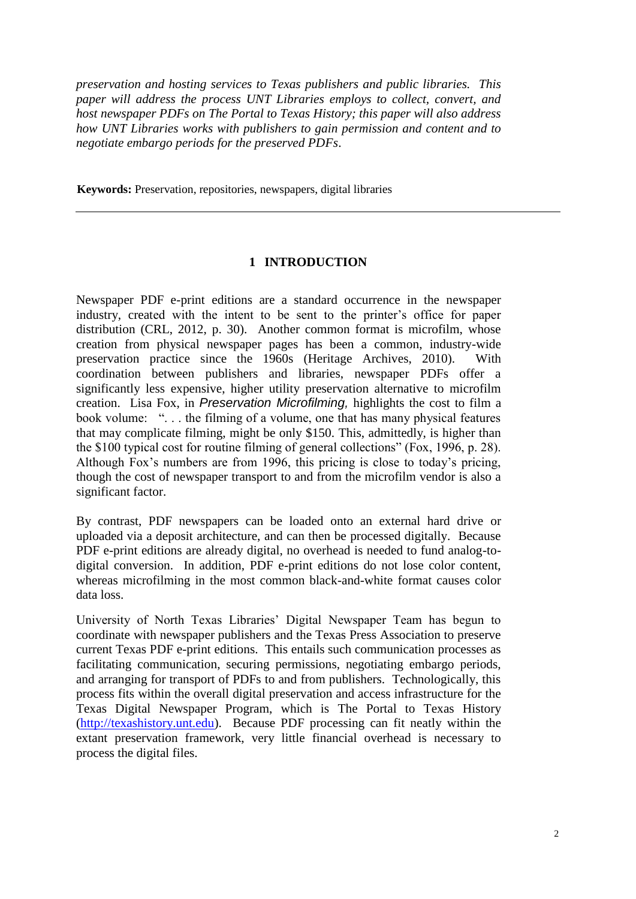*preservation and hosting services to Texas publishers and public libraries. This paper will address the process UNT Libraries employs to collect, convert, and host newspaper PDFs on The Portal to Texas History; this paper will also address how UNT Libraries works with publishers to gain permission and content and to negotiate embargo periods for the preserved PDFs.*

**Keywords:** Preservation, repositories, newspapers, digital libraries

---

## 1 INTRODUCTION

Newspaper PDF e-print editions are a standard occurrence in the newspaper industry, created with the intent to be sent to the printer's office for paper distribution (CRL, 2012, p. 30). Another common format is microfilm, whose creation from physical newspaper pages has been a common, industry-wide preservation practice since the 1960s (Heritage Archives, 2010). With coordination between publishers and libraries, newspaper PDFs offer a significantly less expensive, higher utility preservation alternative to microfilm creation. Lisa Fox, in *Preservation Microfilming,* highlights the cost to film a book volume: ". . . the filming of a volume, one that has many physical features that may complicate filming, might be only $150. This, admittedly, is higher than the $100 typical cost for routine filming of general collections" (Fox, 1996, p. 28). Although Fox's numbers are from 1996, this pricing is close to today's pricing, though the cost of newspaper transport to and from the microfilm vendor is also a significant factor.

By contrast, PDF newspapers can be loaded onto an external hard drive or uploaded via a deposit architecture, and can then be processed digitally. Because PDF e-print editions are already digital, no overhead is needed to fund analog-to-digital conversion. In addition, PDF e-print editions do not lose color content, whereas microfilming in the most common black-and-white format causes color data loss.

University of North Texas Libraries' Digital Newspaper Team has begun to coordinate with newspaper publishers and the Texas Press Association to preserve current Texas PDF e-print editions. This entails such communication processes as facilitating communication, securing permissions, negotiating embargo periods, and arranging for transport of PDFs to and from publishers. Technologically, this process fits within the overall digital preservation and access infrastructure for the Texas Digital Newspaper Program, which is The Portal to Texas History (http://texashistory.unt.edu). Because PDF processing can fit neatly within the extant preservation framework, very little financial overhead is necessary to process the digital files.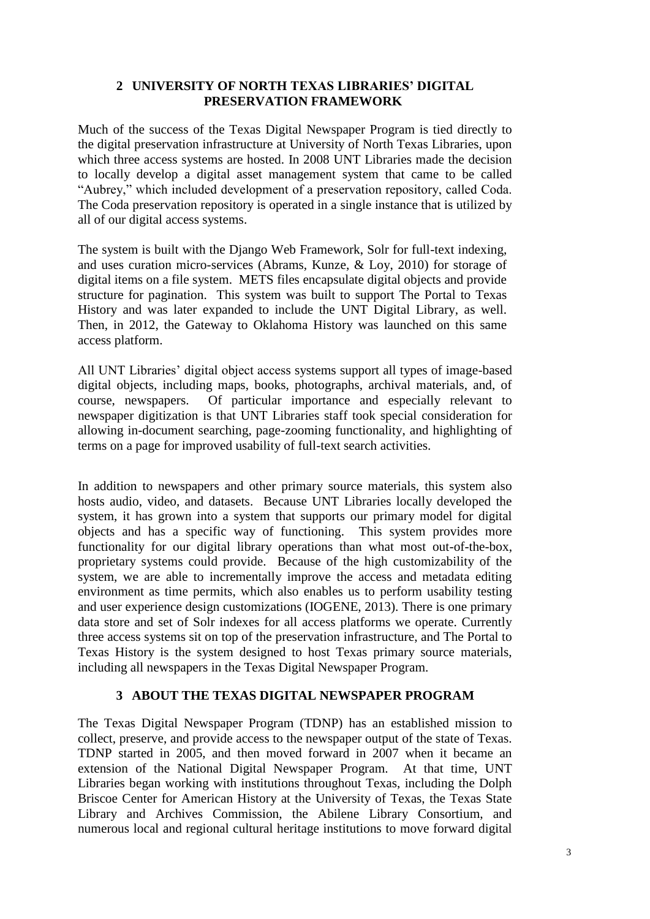## 2 UNIVERSITY OF NORTH TEXAS LIBRARIES' DIGITAL PRESERVATION FRAMEWORK

Much of the success of the Texas Digital Newspaper Program is tied directly to the digital preservation infrastructure at University of North Texas Libraries, upon which three access systems are hosted. In 2008 UNT Libraries made the decision to locally develop a digital asset management system that came to be called "Aubrey," which included development of a preservation repository, called Coda. The Coda preservation repository is operated in a single instance that is utilized by all of our digital access systems.

The system is built with the Django Web Framework, Solr for full-text indexing, and uses curation micro-services (Abrams, Kunze, & Loy, 2010) for storage of digital items on a file system. METS files encapsulate digital objects and provide structure for pagination. This system was built to support The Portal to Texas History and was later expanded to include the UNT Digital Library, as well. Then, in 2012, the Gateway to Oklahoma History was launched on this same access platform.

All UNT Libraries' digital object access systems support all types of image-based digital objects, including maps, books, photographs, archival materials, and, of course, newspapers. Of particular importance and especially relevant to newspaper digitization is that UNT Libraries staff took special consideration for allowing in-document searching, page-zooming functionality, and highlighting of terms on a page for improved usability of full-text search activities.

In addition to newspapers and other primary source materials, this system also hosts audio, video, and datasets. Because UNT Libraries locally developed the system, it has grown into a system that supports our primary model for digital objects and has a specific way of functioning. This system provides more functionality for our digital library operations than what most out-of-the-box, proprietary systems could provide. Because of the high customizability of the system, we are able to incrementally improve the access and metadata editing environment as time permits, which also enables us to perform usability testing and user experience design customizations (IOGENE, 2013). There is one primary data store and set of Solr indexes for all access platforms we operate. Currently three access systems sit on top of the preservation infrastructure, and The Portal to Texas History is the system designed to host Texas primary source materials, including all newspapers in the Texas Digital Newspaper Program.

## 3 ABOUT THE TEXAS DIGITAL NEWSPAPER PROGRAM

The Texas Digital Newspaper Program (TDNP) has an established mission to collect, preserve, and provide access to the newspaper output of the state of Texas. TDNP started in 2005, and then moved forward in 2007 when it became an extension of the National Digital Newspaper Program. At that time, UNT Libraries began working with institutions throughout Texas, including the Dolph Briscoe Center for American History at the University of Texas, the Texas State Library and Archives Commission, the Abilene Library Consortium, and numerous local and regional cultural heritage institutions to move forward digital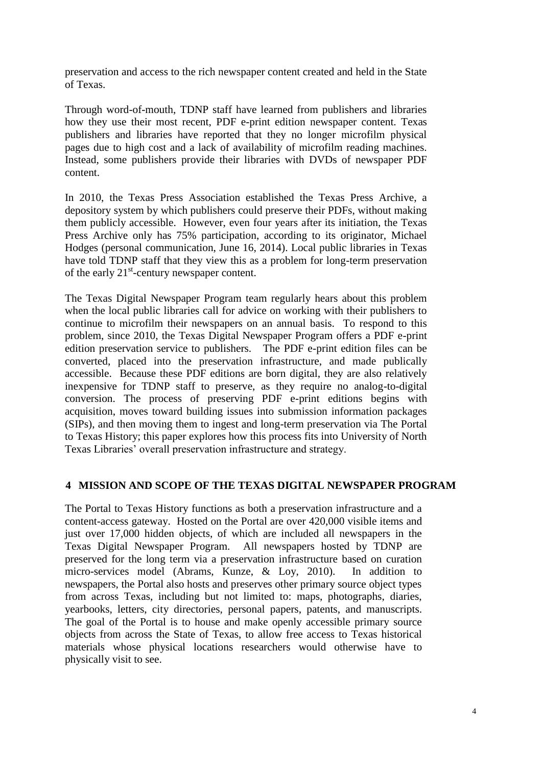preservation and access to the rich newspaper content created and held in the State of Texas.

Through word-of-mouth, TDNP staff have learned from publishers and libraries how they use their most recent, PDF e-print edition newspaper content. Texas publishers and libraries have reported that they no longer microfilm physical pages due to high cost and a lack of availability of microfilm reading machines. Instead, some publishers provide their libraries with DVDs of newspaper PDF content.

In 2010, the Texas Press Association established the Texas Press Archive, a depository system by which publishers could preserve their PDFs, without making them publicly accessible. However, even four years after its initiation, the Texas Press Archive only has 75% participation, according to its originator, Michael Hodges (personal communication, June 16, 2014). Local public libraries in Texas have told TDNP staff that they view this as a problem for long-term preservation of the early 21st-century newspaper content.

The Texas Digital Newspaper Program team regularly hears about this problem when the local public libraries call for advice on working with their publishers to continue to microfilm their newspapers on an annual basis. To respond to this problem, since 2010, the Texas Digital Newspaper Program offers a PDF e-print edition preservation service to publishers. The PDF e-print edition files can be converted, placed into the preservation infrastructure, and made publically accessible. Because these PDF editions are born digital, they are also relatively inexpensive for TDNP staff to preserve, as they require no analog-to-digital conversion. The process of preserving PDF e-print editions begins with acquisition, moves toward building issues into submission information packages (SIPs), and then moving them to ingest and long-term preservation via The Portal to Texas History; this paper explores how this process fits into University of North Texas Libraries' overall preservation infrastructure and strategy.

## 4 MISSION AND SCOPE OF THE TEXAS DIGITAL NEWSPAPER PROGRAM

The Portal to Texas History functions as both a preservation infrastructure and a content-access gateway. Hosted on the Portal are over 420,000 visible items and just over 17,000 hidden objects, of which are included all newspapers in the Texas Digital Newspaper Program. All newspapers hosted by TDNP are preserved for the long term via a preservation infrastructure based on curation micro-services model (Abrams, Kunze, & Loy, 2010). In addition to newspapers, the Portal also hosts and preserves other primary source object types from across Texas, including but not limited to: maps, photographs, diaries, yearbooks, letters, city directories, personal papers, patents, and manuscripts. The goal of the Portal is to house and make openly accessible primary source objects from across the State of Texas, to allow free access to Texas historical materials whose physical locations researchers would otherwise have to physically visit to see.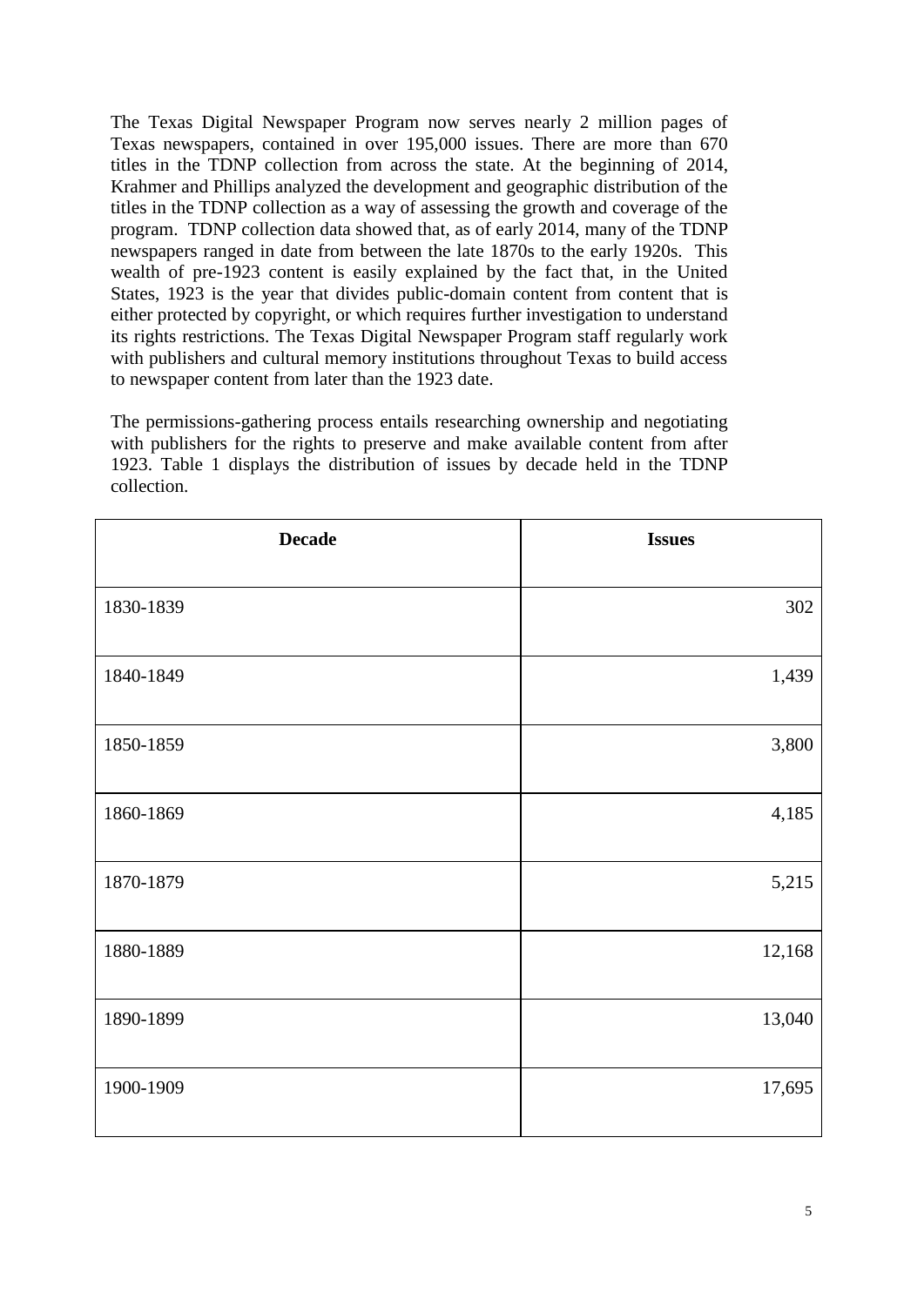The Texas Digital Newspaper Program now serves nearly 2 million pages of Texas newspapers, contained in over 195,000 issues. There are more than 670 titles in the TDNP collection from across the state. At the beginning of 2014, Krahmer and Phillips analyzed the development and geographic distribution of the titles in the TDNP collection as a way of assessing the growth and coverage of the program. TDNP collection data showed that, as of early 2014, many of the TDNP newspapers ranged in date from between the late 1870s to the early 1920s. This wealth of pre-1923 content is easily explained by the fact that, in the United States, 1923 is the year that divides public-domain content from content that is either protected by copyright, or which requires further investigation to understand its rights restrictions. The Texas Digital Newspaper Program staff regularly work with publishers and cultural memory institutions throughout Texas to build access to newspaper content from later than the 1923 date.

The permissions-gathering process entails researching ownership and negotiating with publishers for the rights to preserve and make available content from after 1923. Table 1 displays the distribution of issues by decade held in the TDNP collection.

| **Decade** | **Issues** |
|---|---:|
| 1830-1839 | 302 |
| 1840-1849 | 1,439 |
| 1850-1859 | 3,800 |
| 1860-1869 | 4,185 |
| 1870-1879 | 5,215 |
| 1880-1889 | 12,168 |
| 1890-1899 | 13,040 |
| 1900-1909 | 17,695 |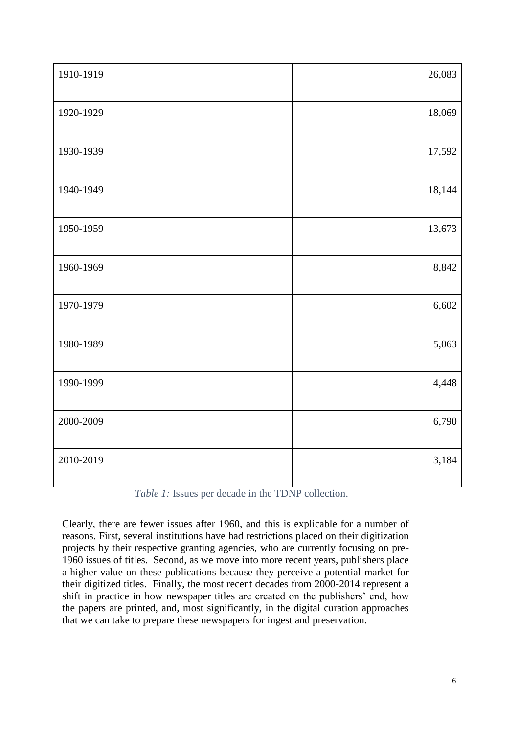| | |
|---|---|
| 1910-1919 | 26,083 |
| 1920-1929 | 18,069 |
| 1930-1939 | 17,592 |
| 1940-1949 | 18,144 |
| 1950-1959 | 13,673 |
| 1960-1969 | 8,842 |
| 1970-1979 | 6,602 |
| 1980-1989 | 5,063 |
| 1990-1999 | 4,448 |
| 2000-2009 | 6,790 |
| 2010-2019 | 3,184 |

*Table 1:* Issues per decade in the TDNP collection.

Clearly, there are fewer issues after 1960, and this is explicable for a number of reasons. First, several institutions have had restrictions placed on their digitization projects by their respective granting agencies, who are currently focusing on pre-1960 issues of titles. Second, as we move into more recent years, publishers place a higher value on these publications because they perceive a potential market for their digitized titles. Finally, the most recent decades from 2000-2014 represent a shift in practice in how newspaper titles are created on the publishers' end, how the papers are printed, and, most significantly, in the digital curation approaches that we can take to prepare these newspapers for ingest and preservation.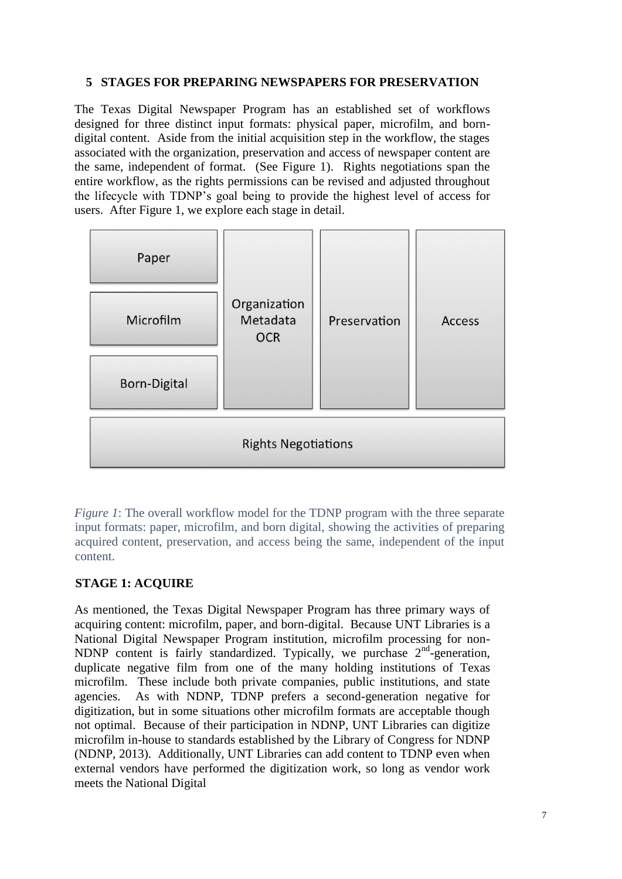## 5 STAGES FOR PREPARING NEWSPAPERS FOR PRESERVATION

The Texas Digital Newspaper Program has an established set of workflows designed for three distinct input formats: physical paper, microfilm, and born-digital content. Aside from the initial acquisition step in the workflow, the stages associated with the organization, preservation and access of newspaper content are the same, independent of format. (See Figure 1). Rights negotiations span the entire workflow, as the rights permissions can be revised and adjusted throughout the lifecycle with TDNP's goal being to provide the highest level of access for users. After Figure 1, we explore each stage in detail.

Paper

Microfilm

Born-Digital

Organization
Metadata
OCR

Preservation

Access

Rights Negotiations

*Figure 1*: The overall workflow model for the TDNP program with the three separate input formats: paper, microfilm, and born digital, showing the activities of preparing acquired content, preservation, and access being the same, independent of the input content.

### STAGE 1: ACQUIRE

As mentioned, the Texas Digital Newspaper Program has three primary ways of acquiring content: microfilm, paper, and born-digital. Because UNT Libraries is a National Digital Newspaper Program institution, microfilm processing for non-NDNP content is fairly standardized. Typically, we purchase 2nd-generation, duplicate negative film from one of the many holding institutions of Texas microfilm. These include both private companies, public institutions, and state agencies. As with NDNP, TDNP prefers a second-generation negative for digitization, but in some situations other microfilm formats are acceptable though not optimal. Because of their participation in NDNP, UNT Libraries can digitize microfilm in-house to standards established by the Library of Congress for NDNP (NDNP, 2013). Additionally, UNT Libraries can add content to TDNP even when external vendors have performed the digitization work, so long as vendor work meets the National Digital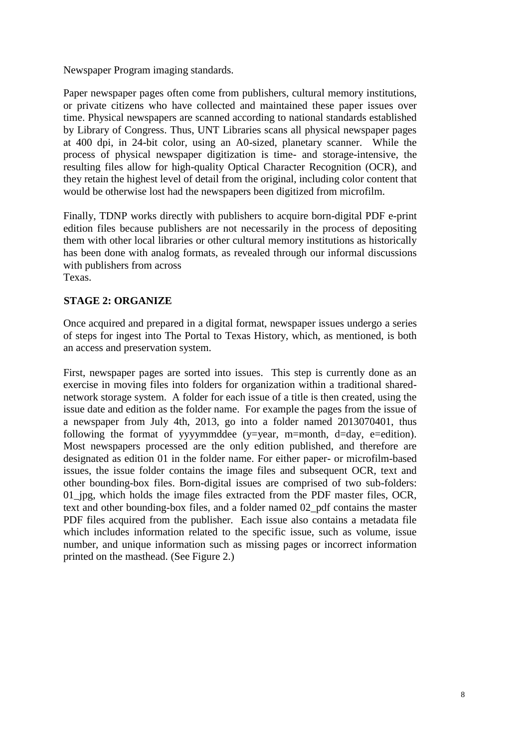Newspaper Program imaging standards.

Paper newspaper pages often come from publishers, cultural memory institutions, or private citizens who have collected and maintained these paper issues over time. Physical newspapers are scanned according to national standards established by Library of Congress. Thus, UNT Libraries scans all physical newspaper pages at 400 dpi, in 24-bit color, using an A0-sized, planetary scanner. While the process of physical newspaper digitization is time- and storage-intensive, the resulting files allow for high-quality Optical Character Recognition (OCR), and they retain the highest level of detail from the original, including color content that would be otherwise lost had the newspapers been digitized from microfilm.

Finally, TDNP works directly with publishers to acquire born-digital PDF e-print edition files because publishers are not necessarily in the process of depositing them with other local libraries or other cultural memory institutions as historically has been done with analog formats, as revealed through our informal discussions with publishers from across Texas.

## STAGE 2: ORGANIZE

Once acquired and prepared in a digital format, newspaper issues undergo a series of steps for ingest into The Portal to Texas History, which, as mentioned, is both an access and preservation system.

First, newspaper pages are sorted into issues. This step is currently done as an exercise in moving files into folders for organization within a traditional shared-network storage system. A folder for each issue of a title is then created, using the issue date and edition as the folder name. For example the pages from the issue of a newspaper from July 4th, 2013, go into a folder named 2013070401, thus following the format of yyyymmddee (y=year, m=month, d=day, e=edition). Most newspapers processed are the only edition published, and therefore are designated as edition 01 in the folder name. For either paper- or microfilm-based issues, the issue folder contains the image files and subsequent OCR, text and other bounding-box files. Born-digital issues are comprised of two sub-folders: 01_jpg, which holds the image files extracted from the PDF master files, OCR, text and other bounding-box files, and a folder named 02_pdf contains the master PDF files acquired from the publisher. Each issue also contains a metadata file which includes information related to the specific issue, such as volume, issue number, and unique information such as missing pages or incorrect information printed on the masthead. (See Figure 2.)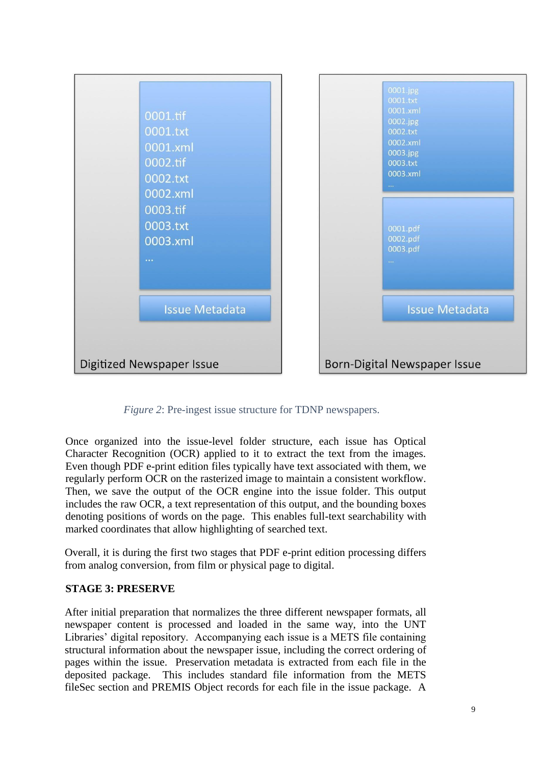0001.tif
0001.txt
0001.xml
0002.tif
0002.txt
0002.xml
0003.tif
0003.txt
0003.xml
...

Issue Metadata

Digitized Newspaper Issue

0001.jpg
0001.txt
0001.xml
0002.jpg
0002.txt
0002.xml
0003.jpg
0003.txt
0003.xml
...

0001.pdf
0002.pdf
0003.pdf
...

Issue Metadata

Born-Digital Newspaper Issue

*Figure 2*: Pre-ingest issue structure for TDNP newspapers.

Once organized into the issue-level folder structure, each issue has Optical Character Recognition (OCR) applied to it to extract the text from the images. Even though PDF e-print edition files typically have text associated with them, we regularly perform OCR on the rasterized image to maintain a consistent workflow. Then, we save the output of the OCR engine into the issue folder. This output includes the raw OCR, a text representation of this output, and the bounding boxes denoting positions of words on the page. This enables full-text searchability with marked coordinates that allow highlighting of searched text.

Overall, it is during the first two stages that PDF e-print edition processing differs from analog conversion, from film or physical page to digital.

**STAGE 3: PRESERVE**

After initial preparation that normalizes the three different newspaper formats, all newspaper content is processed and loaded in the same way, into the UNT Libraries' digital repository. Accompanying each issue is a METS file containing structural information about the newspaper issue, including the correct ordering of pages within the issue. Preservation metadata is extracted from each file in the deposited package. This includes standard file information from the METS fileSec section and PREMIS Object records for each file in the issue package. A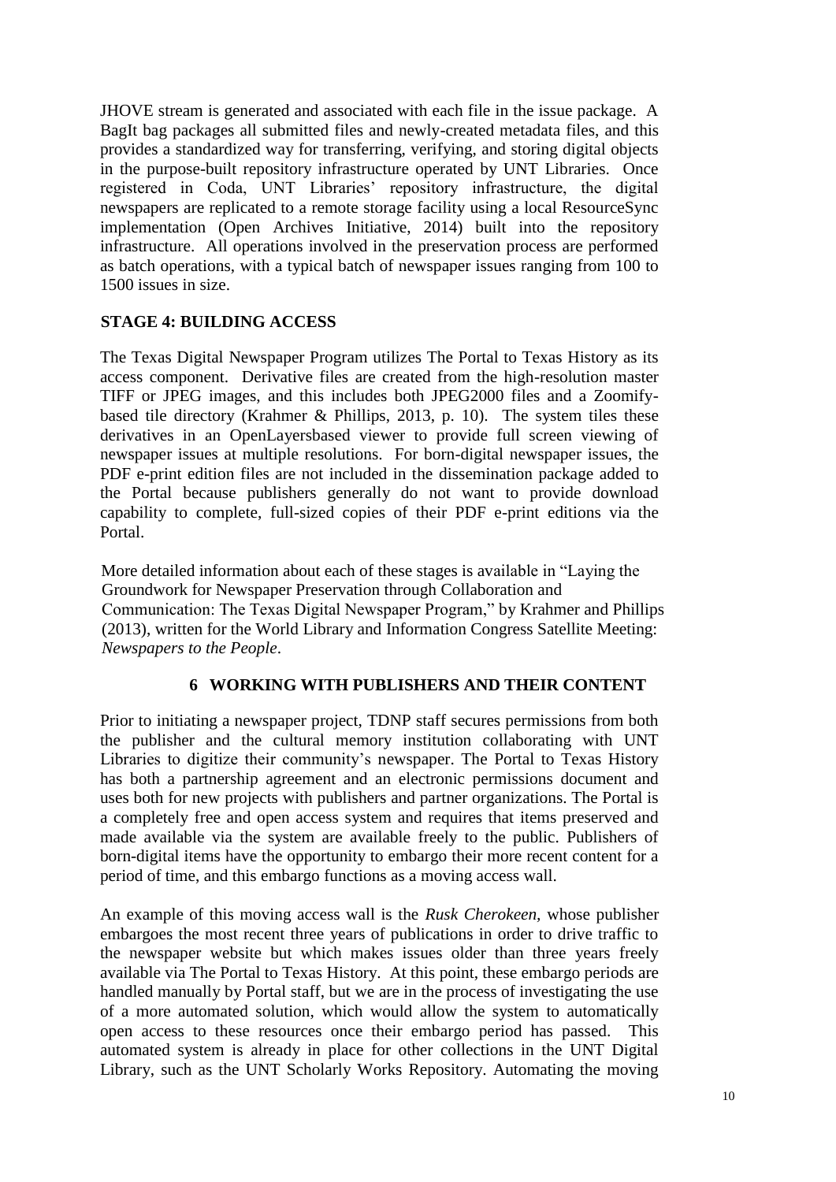JHOVE stream is generated and associated with each file in the issue package. A BagIt bag packages all submitted files and newly-created metadata files, and this provides a standardized way for transferring, verifying, and storing digital objects in the purpose-built repository infrastructure operated by UNT Libraries. Once registered in Coda, UNT Libraries' repository infrastructure, the digital newspapers are replicated to a remote storage facility using a local ResourceSync implementation (Open Archives Initiative, 2014) built into the repository infrastructure. All operations involved in the preservation process are performed as batch operations, with a typical batch of newspaper issues ranging from 100 to 1500 issues in size.

### STAGE 4: BUILDING ACCESS

The Texas Digital Newspaper Program utilizes The Portal to Texas History as its access component. Derivative files are created from the high-resolution master TIFF or JPEG images, and this includes both JPEG2000 files and a Zoomify-based tile directory (Krahmer & Phillips, 2013, p. 10). The system tiles these derivatives in an OpenLayersbased viewer to provide full screen viewing of newspaper issues at multiple resolutions. For born-digital newspaper issues, the PDF e-print edition files are not included in the dissemination package added to the Portal because publishers generally do not want to provide download capability to complete, full-sized copies of their PDF e-print editions via the Portal.

More detailed information about each of these stages is available in "Laying the Groundwork for Newspaper Preservation through Collaboration and Communication: The Texas Digital Newspaper Program," by Krahmer and Phillips (2013), written for the World Library and Information Congress Satellite Meeting: *Newspapers to the People*.

## 6 WORKING WITH PUBLISHERS AND THEIR CONTENT

Prior to initiating a newspaper project, TDNP staff secures permissions from both the publisher and the cultural memory institution collaborating with UNT Libraries to digitize their community's newspaper. The Portal to Texas History has both a partnership agreement and an electronic permissions document and uses both for new projects with publishers and partner organizations. The Portal is a completely free and open access system and requires that items preserved and made available via the system are available freely to the public. Publishers of born-digital items have the opportunity to embargo their more recent content for a period of time, and this embargo functions as a moving access wall.

An example of this moving access wall is the *Rusk Cherokeen,* whose publisher embargoes the most recent three years of publications in order to drive traffic to the newspaper website but which makes issues older than three years freely available via The Portal to Texas History. At this point, these embargo periods are handled manually by Portal staff, but we are in the process of investigating the use of a more automated solution, which would allow the system to automatically open access to these resources once their embargo period has passed. This automated system is already in place for other collections in the UNT Digital Library, such as the UNT Scholarly Works Repository. Automating the moving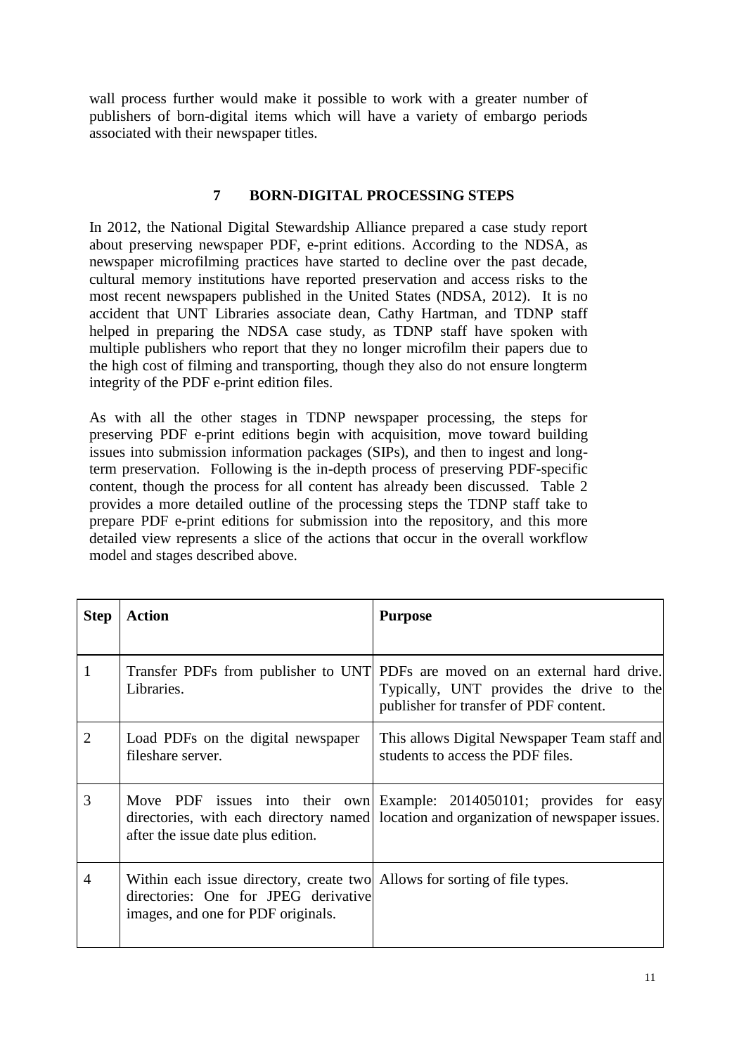wall process further would make it possible to work with a greater number of publishers of born-digital items which will have a variety of embargo periods associated with their newspaper titles.

## 7 BORN-DIGITAL PROCESSING STEPS

In 2012, the National Digital Stewardship Alliance prepared a case study report about preserving newspaper PDF, e-print editions. According to the NDSA, as newspaper microfilming practices have started to decline over the past decade, cultural memory institutions have reported preservation and access risks to the most recent newspapers published in the United States (NDSA, 2012). It is no accident that UNT Libraries associate dean, Cathy Hartman, and TDNP staff helped in preparing the NDSA case study, as TDNP staff have spoken with multiple publishers who report that they no longer microfilm their papers due to the high cost of filming and transporting, though they also do not ensure longterm integrity of the PDF e-print edition files.

As with all the other stages in TDNP newspaper processing, the steps for preserving PDF e-print editions begin with acquisition, move toward building issues into submission information packages (SIPs), and then to ingest and long-term preservation. Following is the in-depth process of preserving PDF-specific content, though the process for all content has already been discussed. Table 2 provides a more detailed outline of the processing steps the TDNP staff take to prepare PDF e-print editions for submission into the repository, and this more detailed view represents a slice of the actions that occur in the overall workflow model and stages described above.

| **Step** | **Action** | **Purpose** |
|---|---|---|
| 1 | Transfer PDFs from publisher to UNT Libraries. | PDFs are moved on an external hard drive. Typically, UNT provides the drive to the publisher for transfer of PDF content. |
| 2 | Load PDFs on the digital newspaper fileshare server. | This allows Digital Newspaper Team staff and students to access the PDF files. |
| 3 | Move PDF issues into their own directories, with each directory named after the issue date plus edition. | Example: 2014050101; provides for easy location and organization of newspaper issues. |
| 4 | Within each issue directory, create two directories: One for JPEG derivative images, and one for PDF originals. | Allows for sorting of file types. |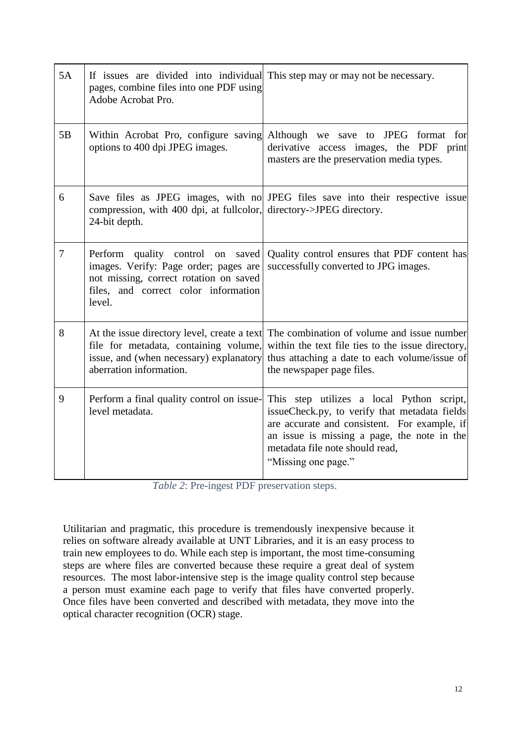| | | |
|---|---|---|
| 5A | If issues are divided into individual pages, combine files into one PDF using Adobe Acrobat Pro. | This step may or may not be necessary. |
| 5B | Within Acrobat Pro, configure saving options to 400 dpi JPEG images. | Although we save to JPEG format for derivative access images, the PDF print masters are the preservation media types. |
| 6 | Save files as JPEG images, with no compression, with 400 dpi, at fullcolor, 24-bit depth. | JPEG files save into their respective issue directory->JPEG directory. |
| 7 | Perform quality control on saved images. Verify: Page order; pages are not missing, correct rotation on saved files, and correct color information level. | Quality control ensures that PDF content has successfully converted to JPG images. |
| 8 | At the issue directory level, create a text file for metadata, containing volume, issue, and (when necessary) explanatory aberration information. | The combination of volume and issue number within the text file ties to the issue directory, thus attaching a date to each volume/issue of the newspaper page files. |
| 9 | Perform a final quality control on issue-level metadata. | This step utilizes a local Python script, issueCheck.py, to verify that metadata fields are accurate and consistent. For example, if an issue is missing a page, the note in the metadata file note should read, "Missing one page." |

*Table 2*: Pre-ingest PDF preservation steps.

Utilitarian and pragmatic, this procedure is tremendously inexpensive because it relies on software already available at UNT Libraries, and it is an easy process to train new employees to do. While each step is important, the most time-consuming steps are where files are converted because these require a great deal of system resources. The most labor-intensive step is the image quality control step because a person must examine each page to verify that files have converted properly. Once files have been converted and described with metadata, they move into the optical character recognition (OCR) stage.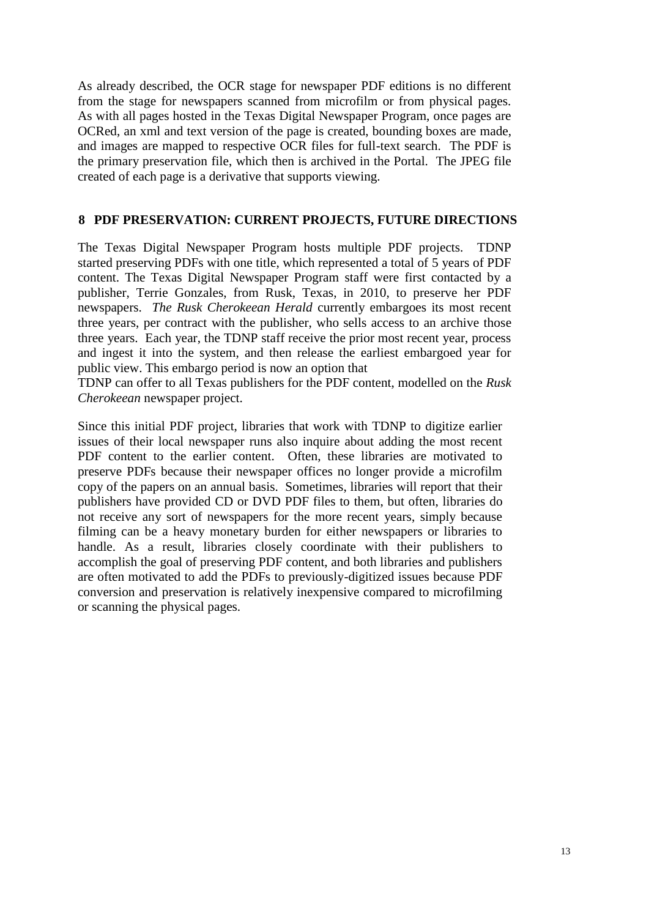As already described, the OCR stage for newspaper PDF editions is no different from the stage for newspapers scanned from microfilm or from physical pages. As with all pages hosted in the Texas Digital Newspaper Program, once pages are OCRed, an xml and text version of the page is created, bounding boxes are made, and images are mapped to respective OCR files for full-text search. The PDF is the primary preservation file, which then is archived in the Portal. The JPEG file created of each page is a derivative that supports viewing.

## 8 PDF PRESERVATION: CURRENT PROJECTS, FUTURE DIRECTIONS

The Texas Digital Newspaper Program hosts multiple PDF projects. TDNP started preserving PDFs with one title, which represented a total of 5 years of PDF content. The Texas Digital Newspaper Program staff were first contacted by a publisher, Terrie Gonzales, from Rusk, Texas, in 2010, to preserve her PDF newspapers. *The Rusk Cherokeean Herald* currently embargoes its most recent three years, per contract with the publisher, who sells access to an archive those three years. Each year, the TDNP staff receive the prior most recent year, process and ingest it into the system, and then release the earliest embargoed year for public view. This embargo period is now an option that TDNP can offer to all Texas publishers for the PDF content, modelled on the *Rusk Cherokeean* newspaper project.

Since this initial PDF project, libraries that work with TDNP to digitize earlier issues of their local newspaper runs also inquire about adding the most recent PDF content to the earlier content. Often, these libraries are motivated to preserve PDFs because their newspaper offices no longer provide a microfilm copy of the papers on an annual basis. Sometimes, libraries will report that their publishers have provided CD or DVD PDF files to them, but often, libraries do not receive any sort of newspapers for the more recent years, simply because filming can be a heavy monetary burden for either newspapers or libraries to handle. As a result, libraries closely coordinate with their publishers to accomplish the goal of preserving PDF content, and both libraries and publishers are often motivated to add the PDFs to previously-digitized issues because PDF conversion and preservation is relatively inexpensive compared to microfilming or scanning the physical pages.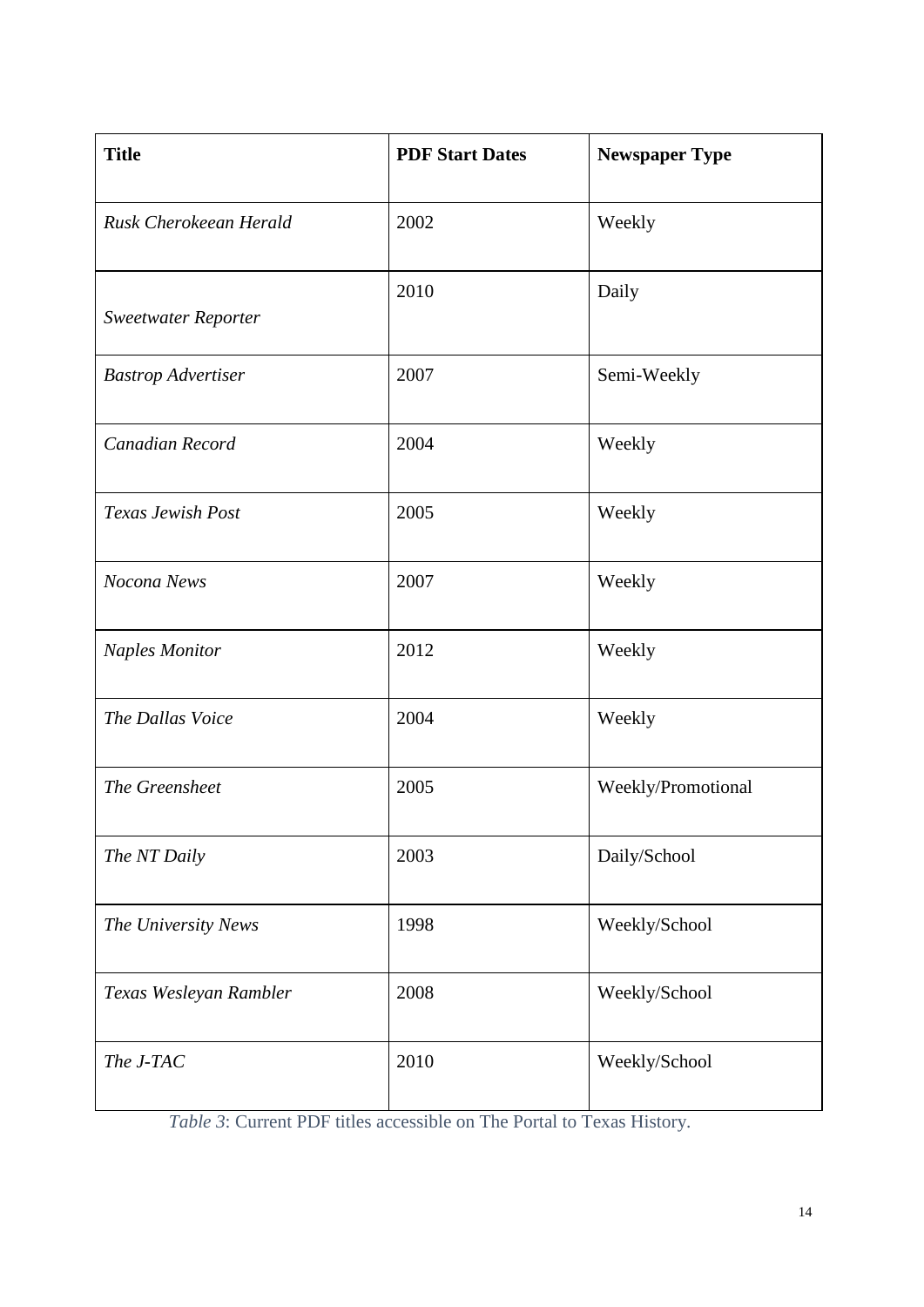| Title | PDF Start Dates | Newspaper Type |
|---|---|---|
| *Rusk Cherokeean Herald* | 2002 | Weekly |
| *Sweetwater Reporter* | 2010 | Daily |
| *Bastrop Advertiser* | 2007 | Semi-Weekly |
| *Canadian Record* | 2004 | Weekly |
| *Texas Jewish Post* | 2005 | Weekly |
| *Nocona News* | 2007 | Weekly |
| *Naples Monitor* | 2012 | Weekly |
| *The Dallas Voice* | 2004 | Weekly |
| *The Greensheet* | 2005 | Weekly/Promotional |
| *The NT Daily* | 2003 | Daily/School |
| *The University News* | 1998 | Weekly/School |
| *Texas Wesleyan Rambler* | 2008 | Weekly/School |
| *The J-TAC* | 2010 | Weekly/School |

*Table 3*: Current PDF titles accessible on The Portal to Texas History.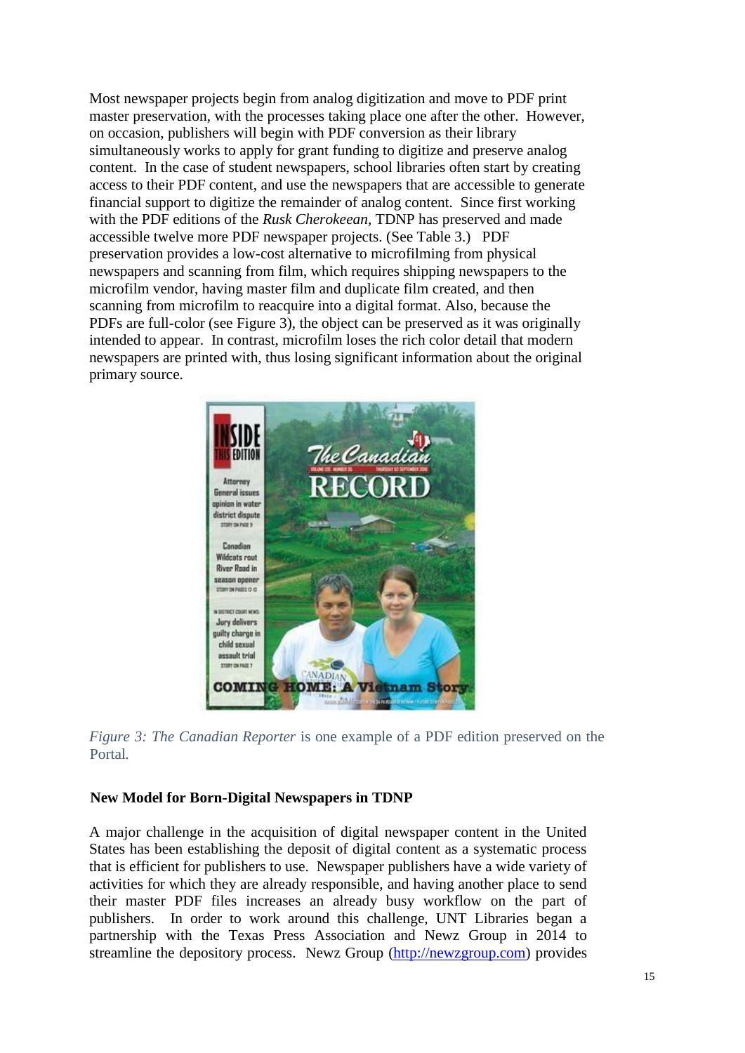Most newspaper projects begin from analog digitization and move to PDF print master preservation, with the processes taking place one after the other. However, on occasion, publishers will begin with PDF conversion as their library simultaneously works to apply for grant funding to digitize and preserve analog content. In the case of student newspapers, school libraries often start by creating access to their PDF content, and use the newspapers that are accessible to generate financial support to digitize the remainder of analog content. Since first working with the PDF editions of the *Rusk Cherokeean*, TDNP has preserved and made accessible twelve more PDF newspaper projects. (See Table 3.) PDF preservation provides a low-cost alternative to microfilming from physical newspapers and scanning from film, which requires shipping newspapers to the microfilm vendor, having master film and duplicate film created, and then scanning from microfilm to reacquire into a digital format. Also, because the PDFs are full-color (see Figure 3), the object can be preserved as it was originally intended to appear. In contrast, microfilm loses the rich color detail that modern newspapers are printed with, thus losing significant information about the original primary source.

*Figure 3: The Canadian Reporter* is one example of a PDF edition preserved on the Portal.

### New Model for Born-Digital Newspapers in TDNP

A major challenge in the acquisition of digital newspaper content in the United States has been establishing the deposit of digital content as a systematic process that is efficient for publishers to use. Newspaper publishers have a wide variety of activities for which they are already responsible, and having another place to send their master PDF files increases an already busy workflow on the part of publishers. In order to work around this challenge, UNT Libraries began a partnership with the Texas Press Association and Newz Group in 2014 to streamline the depository process. Newz Group (http://newzgroup.com) provides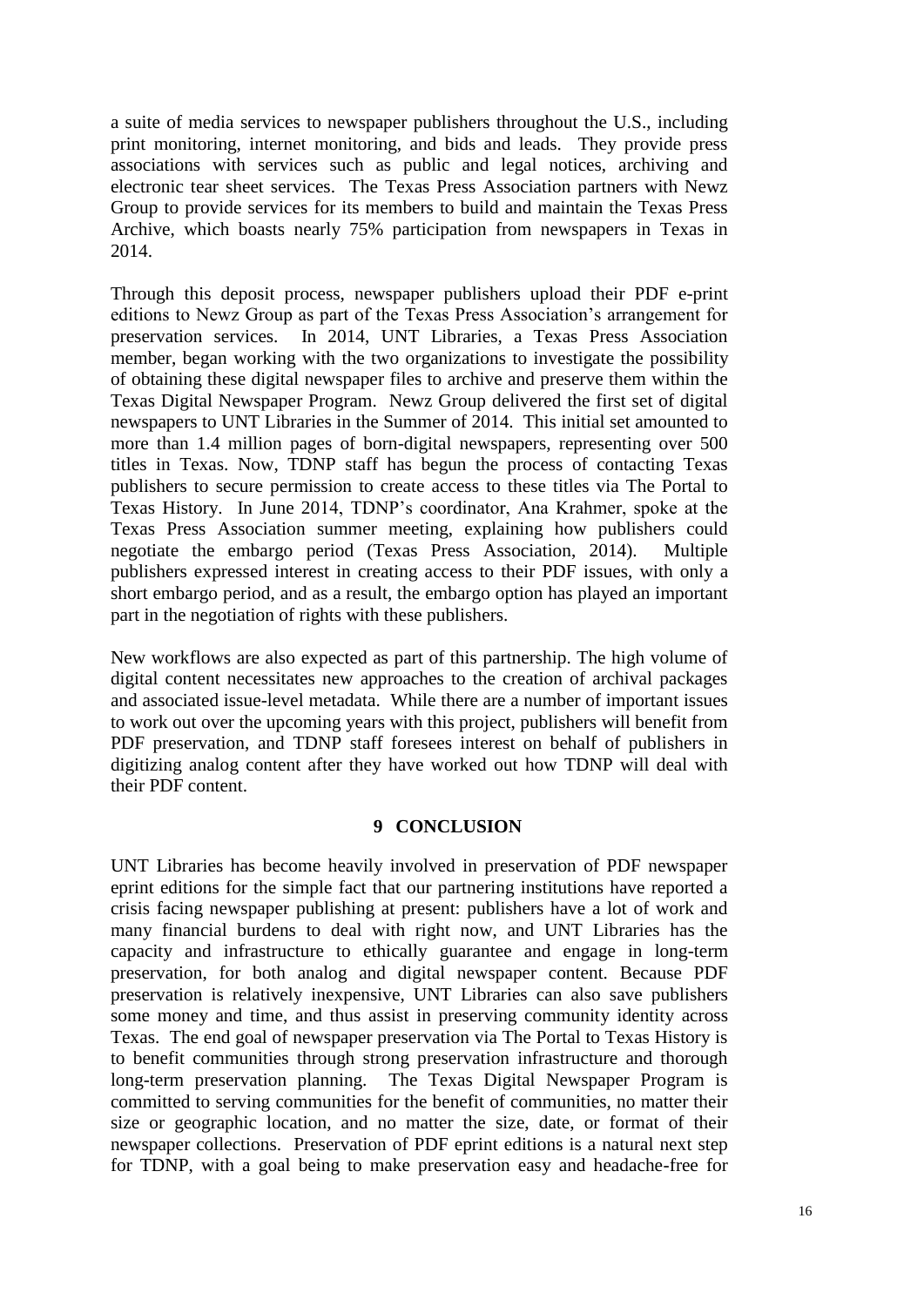a suite of media services to newspaper publishers throughout the U.S., including print monitoring, internet monitoring, and bids and leads. They provide press associations with services such as public and legal notices, archiving and electronic tear sheet services. The Texas Press Association partners with Newz Group to provide services for its members to build and maintain the Texas Press Archive, which boasts nearly 75% participation from newspapers in Texas in 2014.

Through this deposit process, newspaper publishers upload their PDF e-print editions to Newz Group as part of the Texas Press Association's arrangement for preservation services. In 2014, UNT Libraries, a Texas Press Association member, began working with the two organizations to investigate the possibility of obtaining these digital newspaper files to archive and preserve them within the Texas Digital Newspaper Program. Newz Group delivered the first set of digital newspapers to UNT Libraries in the Summer of 2014. This initial set amounted to more than 1.4 million pages of born-digital newspapers, representing over 500 titles in Texas. Now, TDNP staff has begun the process of contacting Texas publishers to secure permission to create access to these titles via The Portal to Texas History. In June 2014, TDNP's coordinator, Ana Krahmer, spoke at the Texas Press Association summer meeting, explaining how publishers could negotiate the embargo period (Texas Press Association, 2014). Multiple publishers expressed interest in creating access to their PDF issues, with only a short embargo period, and as a result, the embargo option has played an important part in the negotiation of rights with these publishers.

New workflows are also expected as part of this partnership. The high volume of digital content necessitates new approaches to the creation of archival packages and associated issue-level metadata. While there are a number of important issues to work out over the upcoming years with this project, publishers will benefit from PDF preservation, and TDNP staff foresees interest on behalf of publishers in digitizing analog content after they have worked out how TDNP will deal with their PDF content.

## 9 CONCLUSION

UNT Libraries has become heavily involved in preservation of PDF newspaper eprint editions for the simple fact that our partnering institutions have reported a crisis facing newspaper publishing at present: publishers have a lot of work and many financial burdens to deal with right now, and UNT Libraries has the capacity and infrastructure to ethically guarantee and engage in long-term preservation, for both analog and digital newspaper content. Because PDF preservation is relatively inexpensive, UNT Libraries can also save publishers some money and time, and thus assist in preserving community identity across Texas. The end goal of newspaper preservation via The Portal to Texas History is to benefit communities through strong preservation infrastructure and thorough long-term preservation planning. The Texas Digital Newspaper Program is committed to serving communities for the benefit of communities, no matter their size or geographic location, and no matter the size, date, or format of their newspaper collections. Preservation of PDF eprint editions is a natural next step for TDNP, with a goal being to make preservation easy and headache-free for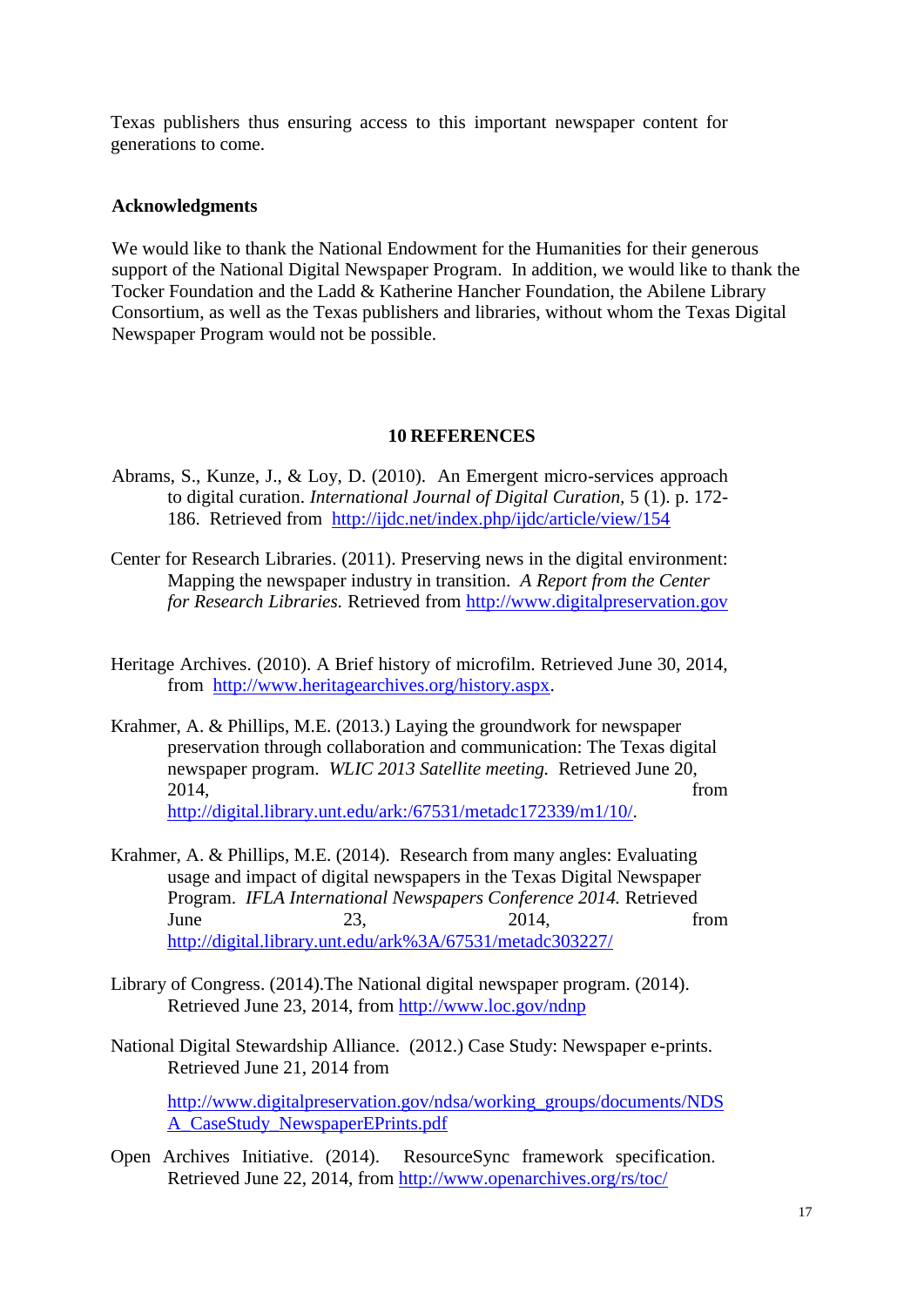Texas publishers thus ensuring access to this important newspaper content for generations to come.

### Acknowledgments

We would like to thank the National Endowment for the Humanities for their generous support of the National Digital Newspaper Program. In addition, we would like to thank the Tocker Foundation and the Ladd & Katherine Hancher Foundation, the Abilene Library Consortium, as well as the Texas publishers and libraries, without whom the Texas Digital Newspaper Program would not be possible.

## 10 REFERENCES

Abrams, S., Kunze, J., & Loy, D. (2010). An Emergent micro-services approach to digital curation. *International Journal of Digital Curation*, 5 (1). p. 172-186. Retrieved from http://ijdc.net/index.php/ijdc/article/view/154

Center for Research Libraries. (2011). Preserving news in the digital environment: Mapping the newspaper industry in transition. *A Report from the Center for Research Libraries.* Retrieved from http://www.digitalpreservation.gov

Heritage Archives. (2010). A Brief history of microfilm. Retrieved June 30, 2014, from http://www.heritagearchives.org/history.aspx.

Krahmer, A. & Phillips, M.E. (2013.) Laying the groundwork for newspaper preservation through collaboration and communication: The Texas digital newspaper program. *WLIC 2013 Satellite meeting.* Retrieved June 20, 2014, from http://digital.library.unt.edu/ark:/67531/metadc172339/m1/10/.

Krahmer, A. & Phillips, M.E. (2014). Research from many angles: Evaluating usage and impact of digital newspapers in the Texas Digital Newspaper Program. *IFLA International Newspapers Conference 2014.* Retrieved June 23, 2014, from http://digital.library.unt.edu/ark%3A/67531/metadc303227/

Library of Congress. (2014).The National digital newspaper program. (2014). Retrieved June 23, 2014, from http://www.loc.gov/ndnp

National Digital Stewardship Alliance. (2012.) Case Study: Newspaper e-prints. Retrieved June 21, 2014 from

http://www.digitalpreservation.gov/ndsa/working_groups/documents/NDSA_CaseStudy_NewspaperEPrints.pdf

Open Archives Initiative. (2014). ResourceSync framework specification. Retrieved June 22, 2014, from http://www.openarchives.org/rs/toc/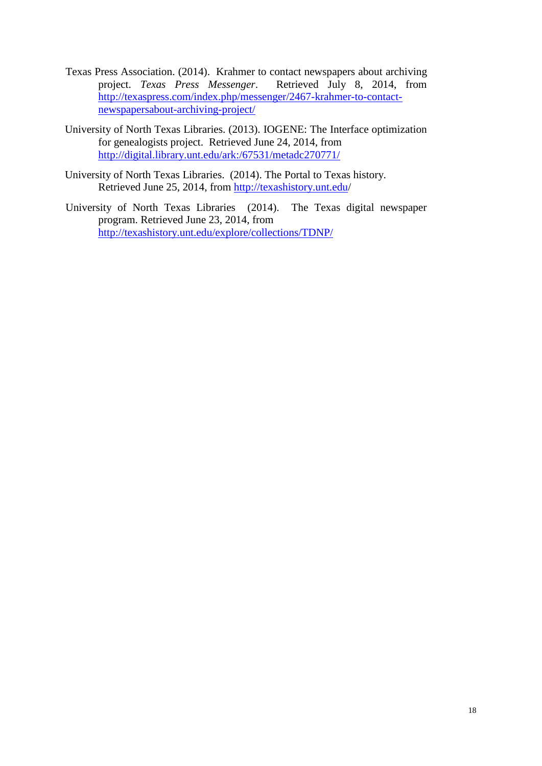Texas Press Association. (2014). Krahmer to contact newspapers about archiving project. *Texas Press Messenger*. Retrieved July 8, 2014, from http://texaspress.com/index.php/messenger/2467-krahmer-to-contact-newspapersabout-archiving-project/

University of North Texas Libraries. (2013). IOGENE: The Interface optimization for genealogists project. Retrieved June 24, 2014, from http://digital.library.unt.edu/ark:/67531/metadc270771/

University of North Texas Libraries. (2014). The Portal to Texas history. Retrieved June 25, 2014, from http://texashistory.unt.edu/

University of North Texas Libraries (2014). The Texas digital newspaper program. Retrieved June 23, 2014, from http://texashistory.unt.edu/explore/collections/TDNP/